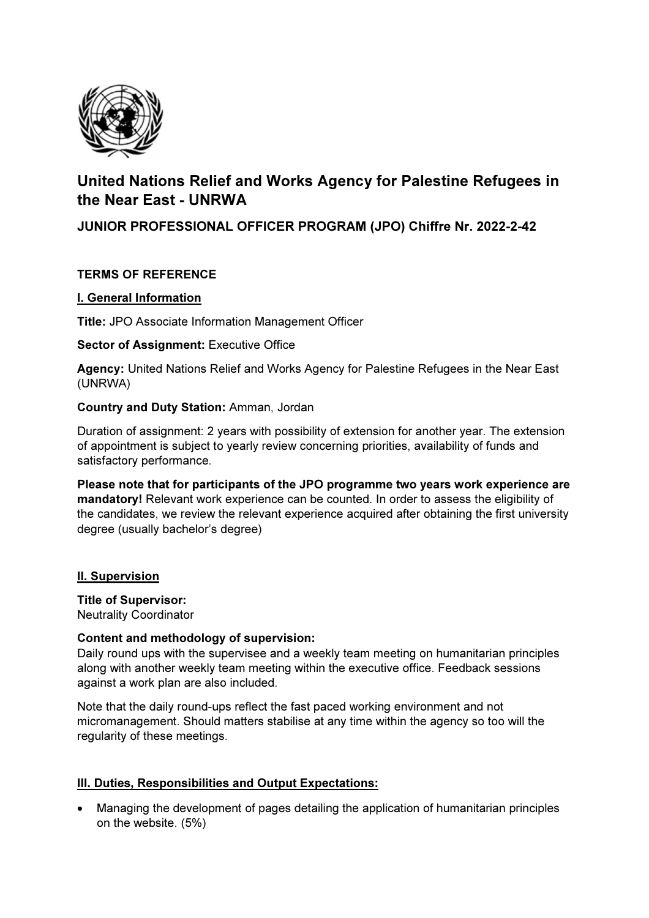## United Nations Relief and Works Agency for Palestine Refugees in the Near East - UNRWA

### JUNIOR PROFESSIONAL OFFICER PROGRAM (JPO) Chiffre Nr. 2022-2-42

**TERMS OF REFERENCE**

**I. General Information**

**Title:** JPO Associate Information Management Officer

**Sector of Assignment:** Executive Office

**Agency:** United Nations Relief and Works Agency for Palestine Refugees in the Near East (UNRWA)

**Country and Duty Station:** Amman, Jordan

Duration of assignment: 2 years with possibility of extension for another year. The extension of appointment is subject to yearly review concerning priorities, availability of funds and satisfactory performance.

**Please note that for participants of the JPO programme two years work experience are mandatory!** Relevant work experience can be counted. In order to assess the eligibility of the candidates, we review the relevant experience acquired after obtaining the first university degree (usually bachelor's degree)

**II. Supervision**

**Title of Supervisor:**
Neutrality Coordinator

**Content and methodology of supervision:**
Daily round ups with the supervisee and a weekly team meeting on humanitarian principles along with another weekly team meeting within the executive office. Feedback sessions against a work plan are also included.

Note that the daily round-ups reflect the fast paced working environment and not micromanagement. Should matters stabilise at any time within the agency so too will the regularity of these meetings.

**III. Duties, Responsibilities and Output Expectations:**

- Managing the development of pages detailing the application of humanitarian principles on the website. (5%)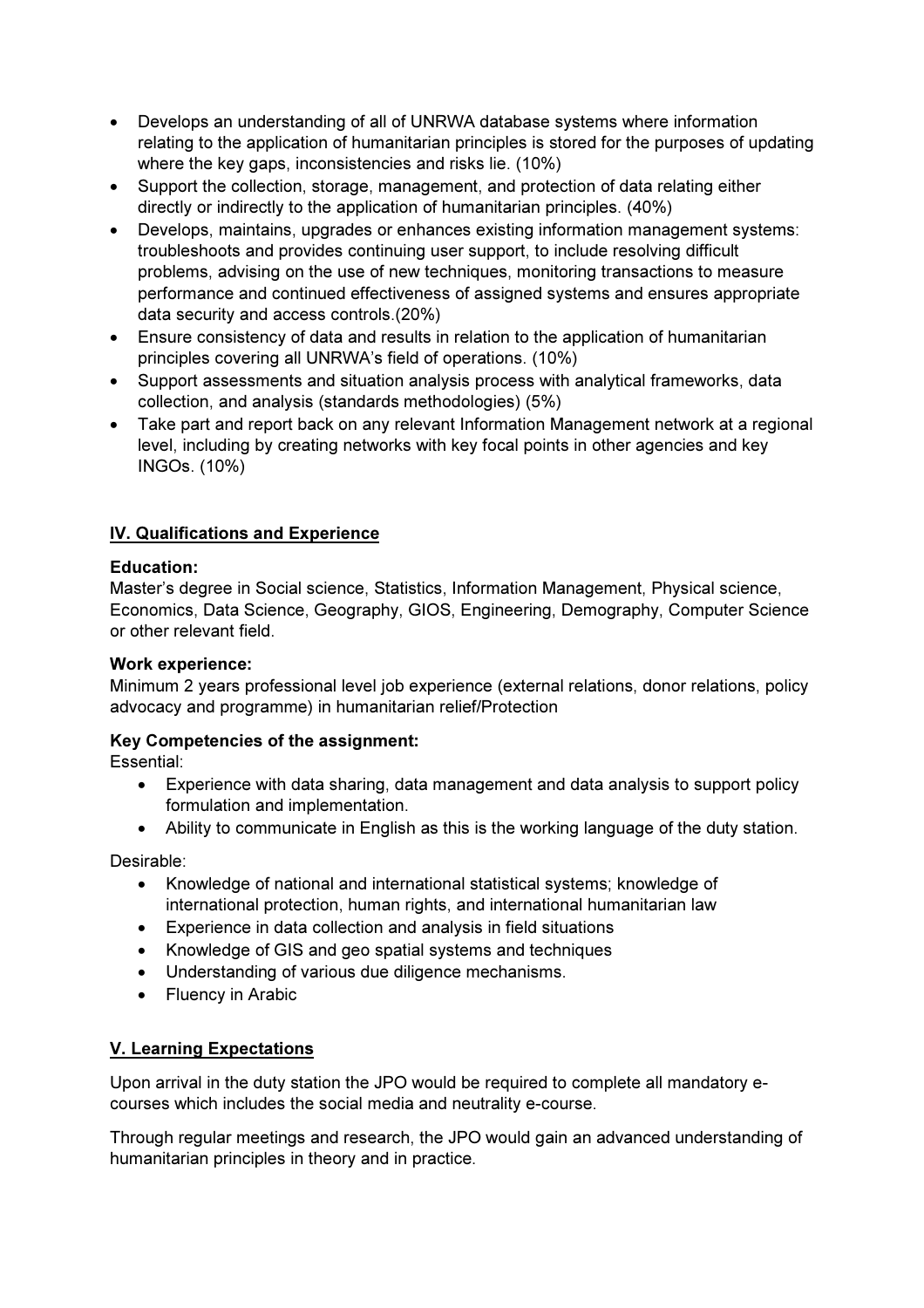- Develops an understanding of all of UNRWA database systems where information relating to the application of humanitarian principles is stored for the purposes of updating where the key gaps, inconsistencies and risks lie. (10%)
- Support the collection, storage, management, and protection of data relating either directly or indirectly to the application of humanitarian principles. (40%)
- Develops, maintains, upgrades or enhances existing information management systems: troubleshoots and provides continuing user support, to include resolving difficult problems, advising on the use of new techniques, monitoring transactions to measure performance and continued effectiveness of assigned systems and ensures appropriate data security and access controls.(20%)
- Ensure consistency of data and results in relation to the application of humanitarian principles covering all UNRWA's field of operations. (10%)
- Support assessments and situation analysis process with analytical frameworks, data collection, and analysis (standards methodologies) (5%)
- Take part and report back on any relevant Information Management network at a regional level, including by creating networks with key focal points in other agencies and key INGOs. (10%)

## IV. Qualifications and Experience

**Education:**
Master's degree in Social science, Statistics, Information Management, Physical science, Economics, Data Science, Geography, GIOS, Engineering, Demography, Computer Science or other relevant field.

**Work experience:**
Minimum 2 years professional level job experience (external relations, donor relations, policy advocacy and programme) in humanitarian relief/Protection

**Key Competencies of the assignment:**
Essential:

- Experience with data sharing, data management and data analysis to support policy formulation and implementation.
- Ability to communicate in English as this is the working language of the duty station.

Desirable:

- Knowledge of national and international statistical systems; knowledge of international protection, human rights, and international humanitarian law
- Experience in data collection and analysis in field situations
- Knowledge of GIS and geo spatial systems and techniques
- Understanding of various due diligence mechanisms.
- Fluency in Arabic

## V. Learning Expectations

Upon arrival in the duty station the JPO would be required to complete all mandatory e-courses which includes the social media and neutrality e-course.

Through regular meetings and research, the JPO would gain an advanced understanding of humanitarian principles in theory and in practice.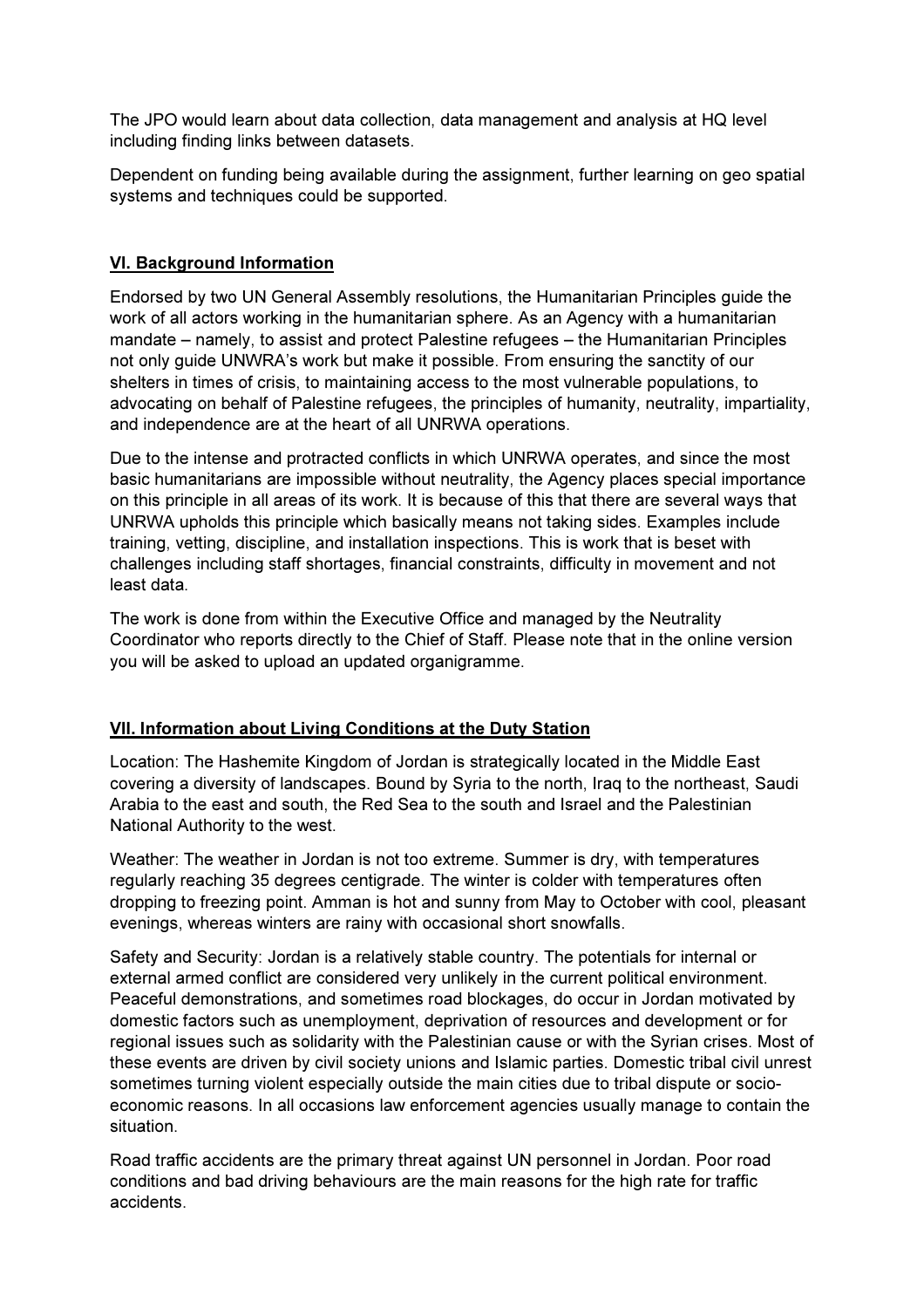The JPO would learn about data collection, data management and analysis at HQ level including finding links between datasets.

Dependent on funding being available during the assignment, further learning on geo spatial systems and techniques could be supported.

## VI. Background Information

Endorsed by two UN General Assembly resolutions, the Humanitarian Principles guide the work of all actors working in the humanitarian sphere. As an Agency with a humanitarian mandate – namely, to assist and protect Palestine refugees – the Humanitarian Principles not only guide UNWRA's work but make it possible. From ensuring the sanctity of our shelters in times of crisis, to maintaining access to the most vulnerable populations, to advocating on behalf of Palestine refugees, the principles of humanity, neutrality, impartiality, and independence are at the heart of all UNRWA operations.

Due to the intense and protracted conflicts in which UNRWA operates, and since the most basic humanitarians are impossible without neutrality, the Agency places special importance on this principle in all areas of its work. It is because of this that there are several ways that UNRWA upholds this principle which basically means not taking sides. Examples include training, vetting, discipline, and installation inspections. This is work that is beset with challenges including staff shortages, financial constraints, difficulty in movement and not least data.

The work is done from within the Executive Office and managed by the Neutrality Coordinator who reports directly to the Chief of Staff. Please note that in the online version you will be asked to upload an updated organigramme.

## VII. Information about Living Conditions at the Duty Station

Location: The Hashemite Kingdom of Jordan is strategically located in the Middle East covering a diversity of landscapes. Bound by Syria to the north, Iraq to the northeast, Saudi Arabia to the east and south, the Red Sea to the south and Israel and the Palestinian National Authority to the west.

Weather: The weather in Jordan is not too extreme. Summer is dry, with temperatures regularly reaching 35 degrees centigrade. The winter is colder with temperatures often dropping to freezing point. Amman is hot and sunny from May to October with cool, pleasant evenings, whereas winters are rainy with occasional short snowfalls.

Safety and Security: Jordan is a relatively stable country. The potentials for internal or external armed conflict are considered very unlikely in the current political environment. Peaceful demonstrations, and sometimes road blockages, do occur in Jordan motivated by domestic factors such as unemployment, deprivation of resources and development or for regional issues such as solidarity with the Palestinian cause or with the Syrian crises. Most of these events are driven by civil society unions and Islamic parties. Domestic tribal civil unrest sometimes turning violent especially outside the main cities due to tribal dispute or socio-economic reasons. In all occasions law enforcement agencies usually manage to contain the situation.

Road traffic accidents are the primary threat against UN personnel in Jordan. Poor road conditions and bad driving behaviours are the main reasons for the high rate for traffic accidents.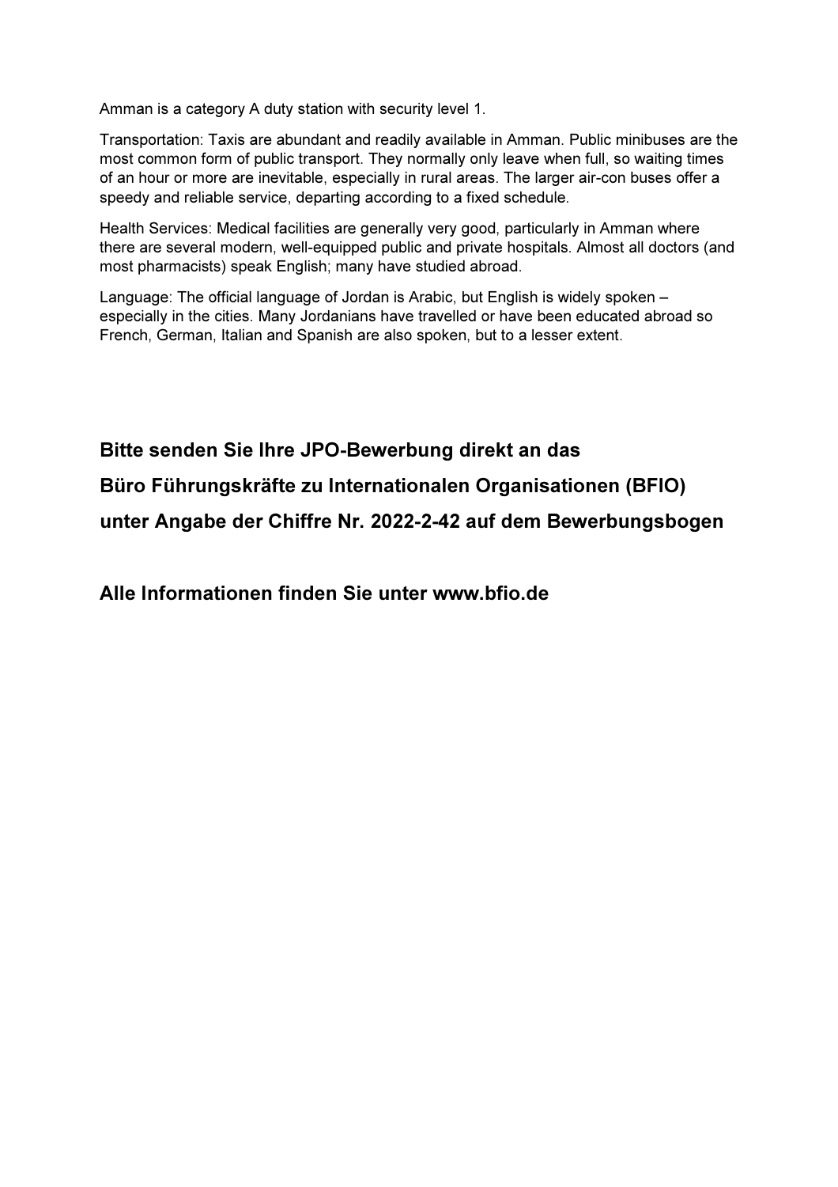Amman is a category A duty station with security level 1.

Transportation: Taxis are abundant and readily available in Amman. Public minibuses are the most common form of public transport. They normally only leave when full, so waiting times of an hour or more are inevitable, especially in rural areas. The larger air-con buses offer a speedy and reliable service, departing according to a fixed schedule.

Health Services: Medical facilities are generally very good, particularly in Amman where there are several modern, well-equipped public and private hospitals. Almost all doctors (and most pharmacists) speak English; many have studied abroad.

Language: The official language of Jordan is Arabic, but English is widely spoken – especially in the cities. Many Jordanians have travelled or have been educated abroad so French, German, Italian and Spanish are also spoken, but to a lesser extent.

**Bitte senden Sie Ihre JPO-Bewerbung direkt an das**

**Büro Führungskräfte zu Internationalen Organisationen (BFIO)**

**unter Angabe der Chiffre Nr. 2022-2-42 auf dem Bewerbungsbogen**

**Alle Informationen finden Sie unter www.bfio.de**